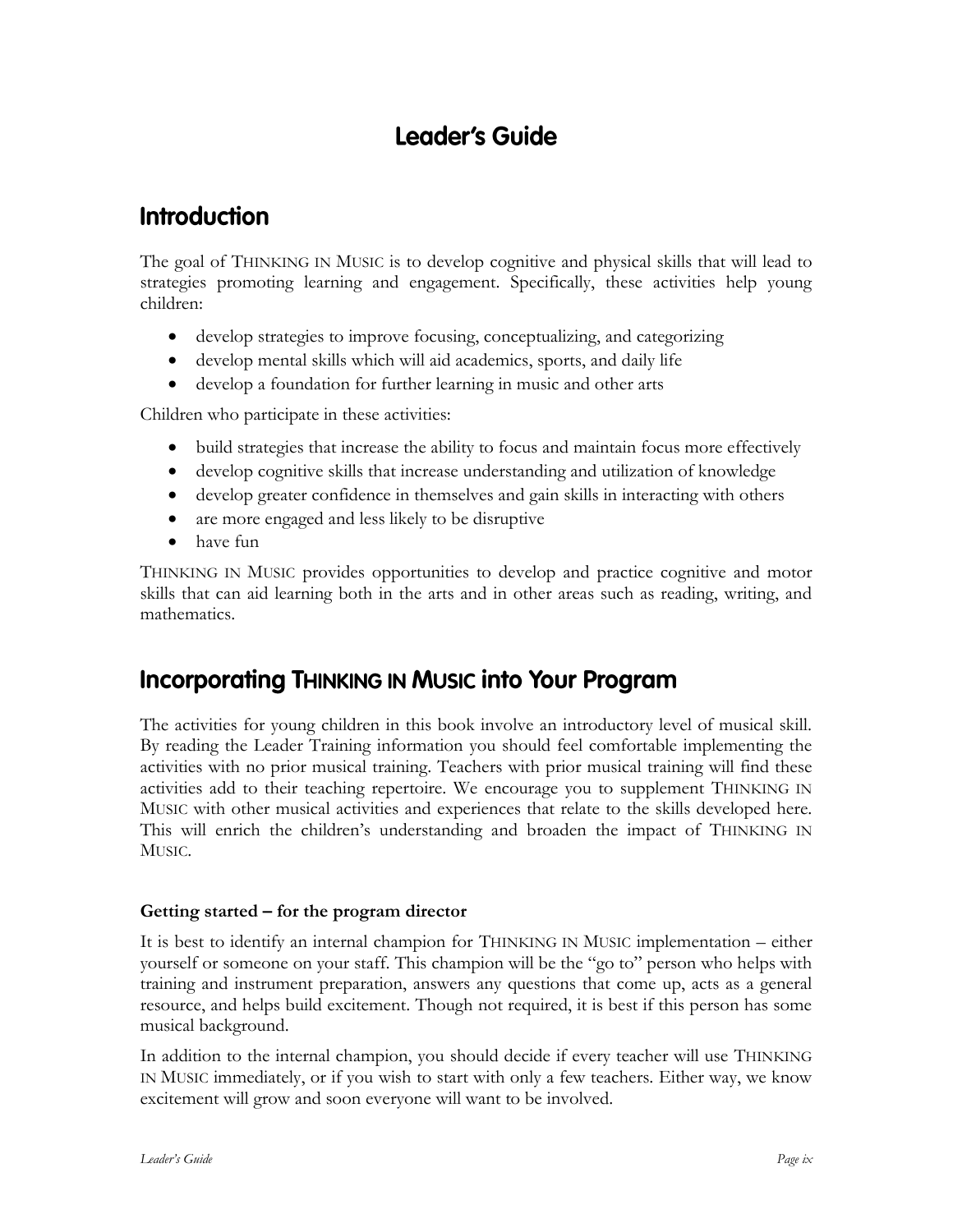# Leader's Guide

## Introduction

The goal of THINKING IN MUSIC is to develop cognitive and physical skills that will lead to strategies promoting learning and engagement. Specifically, these activities help young children:

- develop strategies to improve focusing, conceptualizing, and categorizing
- develop mental skills which will aid academics, sports, and daily life
- develop a foundation for further learning in music and other arts

Children who participate in these activities:

- build strategies that increase the ability to focus and maintain focus more effectively
- develop cognitive skills that increase understanding and utilization of knowledge
- develop greater confidence in themselves and gain skills in interacting with others
- are more engaged and less likely to be disruptive
- have fun

THINKING IN MUSIC provides opportunities to develop and practice cognitive and motor skills that can aid learning both in the arts and in other areas such as reading, writing, and mathematics.

## Incorporating THINKING IN MUSIC into Your Program

The activities for young children in this book involve an introductory level of musical skill. By reading the Leader Training information you should feel comfortable implementing the activities with no prior musical training. Teachers with prior musical training will find these activities add to their teaching repertoire. We encourage you to supplement THINKING IN MUSIC with other musical activities and experiences that relate to the skills developed here. This will enrich the children's understanding and broaden the impact of THINKING IN MUSIC.

### Getting started – for the program director

It is best to identify an internal champion for THINKING IN MUSIC implementation – either yourself or someone on your staff. This champion will be the "go to" person who helps with training and instrument preparation, answers any questions that come up, acts as a general resource, and helps build excitement. Though not required, it is best if this person has some musical background.

In addition to the internal champion, you should decide if every teacher will use THINKING IN MUSIC immediately, or if you wish to start with only a few teachers. Either way, we know excitement will grow and soon everyone will want to be involved.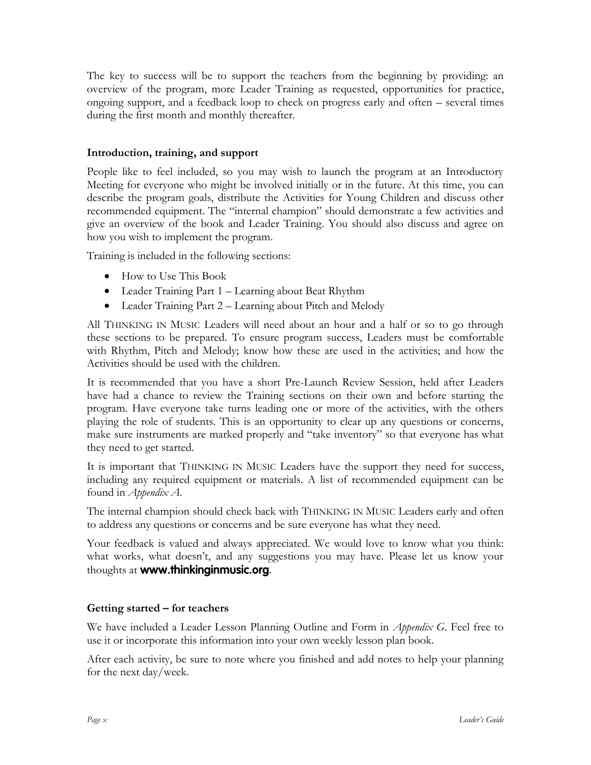The key to success will be to support the teachers from the beginning by providing: an overview of the program, more Leader Training as requested, opportunities for practice, ongoing support, and a feedback loop to check on progress early and often – several times during the first month and monthly thereafter.

### Introduction, training, and support

People like to feel included, so you may wish to launch the program at an Introductory Meeting for everyone who might be involved initially or in the future. At this time, you can describe the program goals, distribute the Activities for Young Children and discuss other recommended equipment. The "internal champion" should demonstrate a few activities and give an overview of the book and Leader Training. You should also discuss and agree on how you wish to implement the program.

Training is included in the following sections:

- How to Use This Book
- Leader Training Part 1 – Learning about Beat Rhythm
- Leader Training Part 2 – Learning about Pitch and Melody

All THINKING IN MUSIC Leaders will need about an hour and a half or so to go through these sections to be prepared. To ensure program success, Leaders must be comfortable with Rhythm, Pitch and Melody; know how these are used in the activities; and how the Activities should be used with the children.

It is recommended that you have a short Pre-Launch Review Session, held after Leaders have had a chance to review the Training sections on their own and before starting the program. Have everyone take turns leading one or more of the activities, with the others playing the role of students. This is an opportunity to clear up any questions or concerns, make sure instruments are marked properly and "take inventory" so that everyone has what they need to get started.

It is important that THINKING IN MUSIC Leaders have the support they need for success, including any required equipment or materials. A list of recommended equipment can be found in *Appendix A*.

The internal champion should check back with THINKING IN MUSIC Leaders early and often to address any questions or concerns and be sure everyone has what they need.

Your feedback is valued and always appreciated. We would love to know what you think: what works, what doesn't, and any suggestions you may have. Please let us know your thoughts at **www.thinkinginmusic.org**.

### Getting started – for teachers

We have included a Leader Lesson Planning Outline and Form in *Appendix G*. Feel free to use it or incorporate this information into your own weekly lesson plan book.

After each activity, be sure to note where you finished and add notes to help your planning for the next day/week.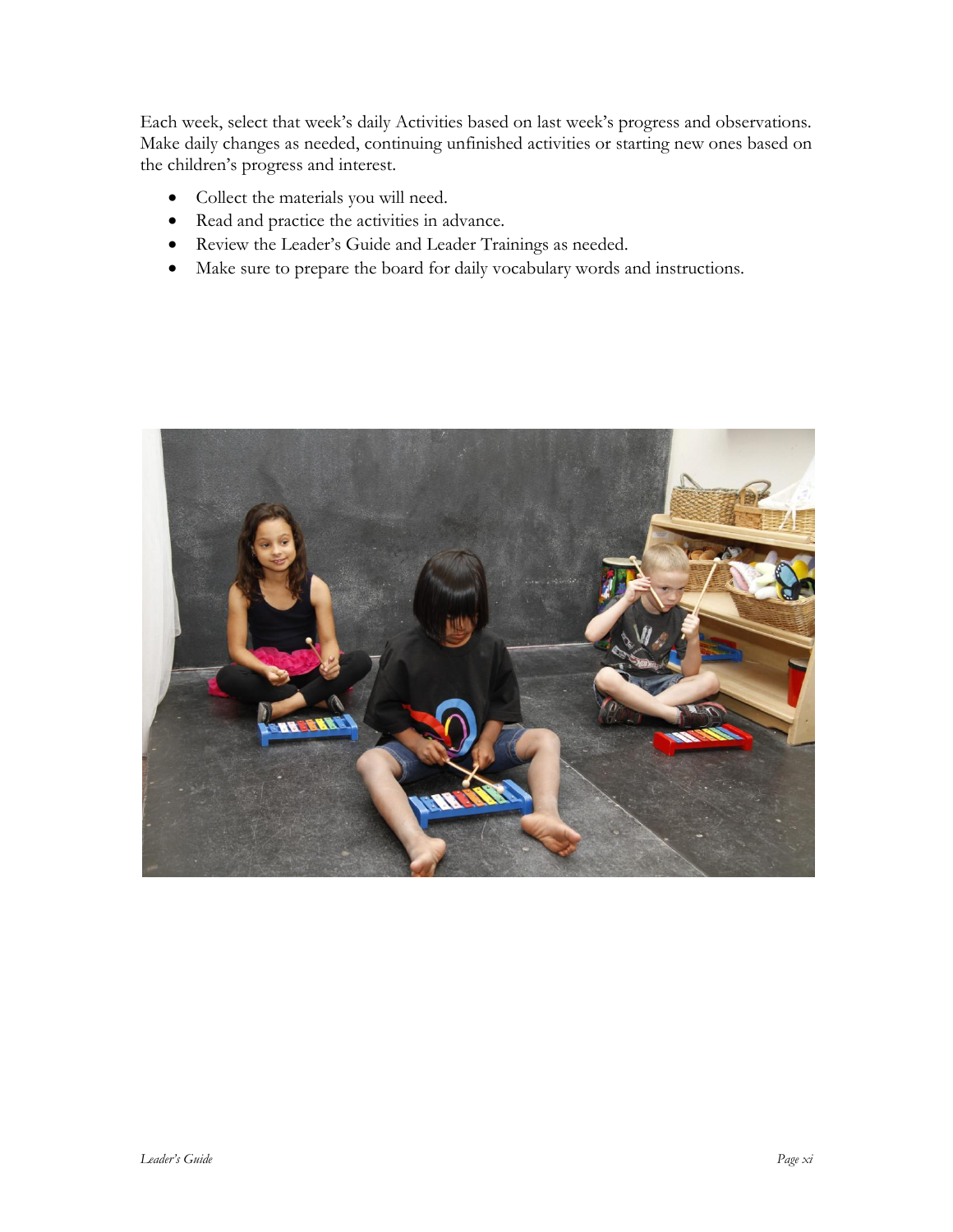Each week, select that week's daily Activities based on last week's progress and observations. Make daily changes as needed, continuing unfinished activities or starting new ones based on the children's progress and interest.

- Collect the materials you will need.
- Read and practice the activities in advance.
- Review the Leader's Guide and Leader Trainings as needed.
- Make sure to prepare the board for daily vocabulary words and instructions.